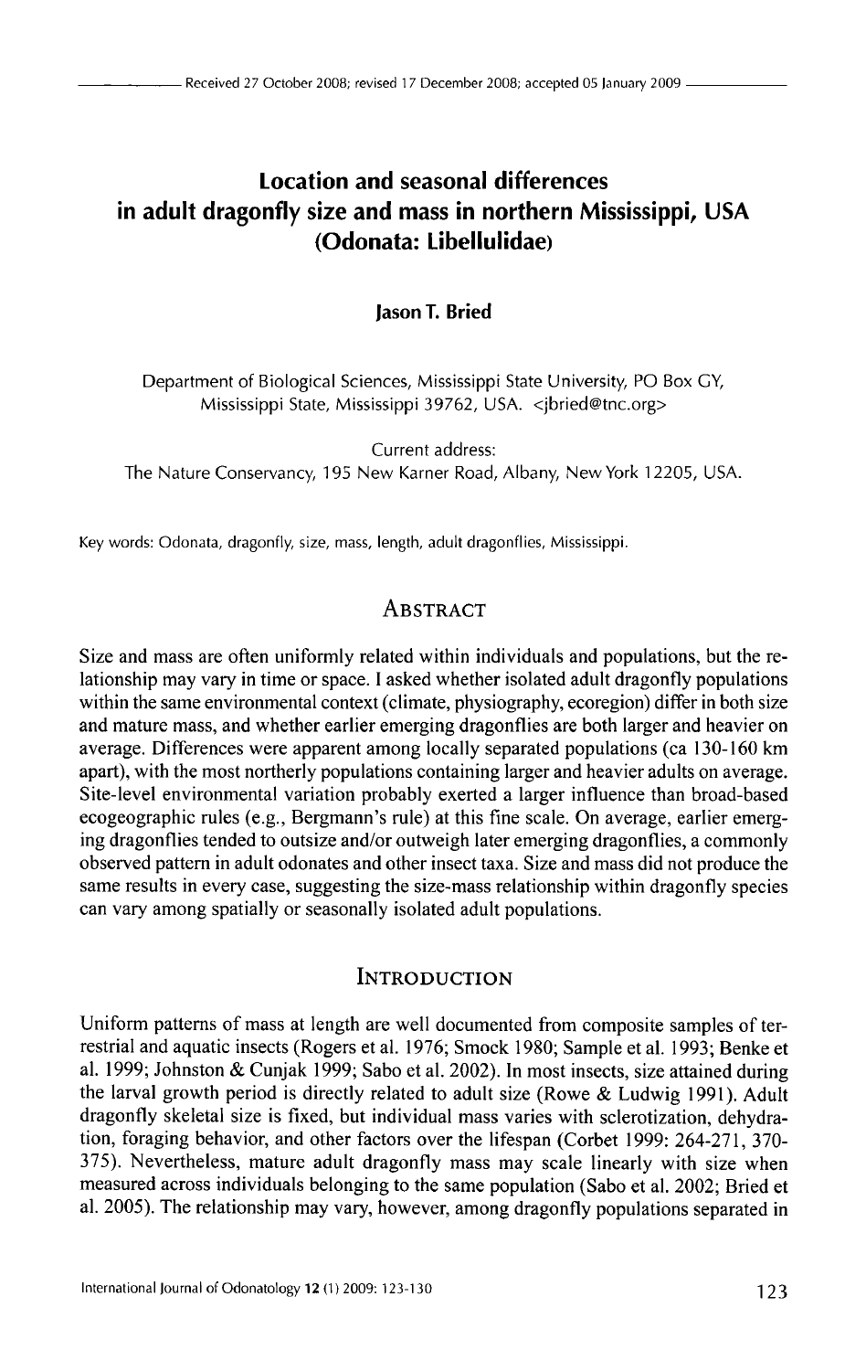Received 27 October 2008; revised 17 December 2008; accepted 05 January 2009

# Location and seasonal differences in adult dragonfly size and mass in northern Mississippi, USA (Odonata: Libellulidae)

**Jason T. Bried**

Department of Biological Sciences, Mississippi State University, PO Box GY, Mississippi State, Mississippi 39762, USA. <jbried@tnc.org>

Current address:
The Nature Conservancy, 195 New Karner Road, Albany, New York 12205, USA.

Key words: Odonata, dragonfly, size, mass, length, adult dragonflies, Mississippi.

## Abstract

Size and mass are often uniformly related within individuals and populations, but the relationship may vary in time or space. I asked whether isolated adult dragonfly populations within the same environmental context (climate, physiography, ecoregion) differ in both size and mature mass, and whether earlier emerging dragonflies are both larger and heavier on average. Differences were apparent among locally separated populations (ca 130-160 km apart), with the most northerly populations containing larger and heavier adults on average. Site-level environmental variation probably exerted a larger influence than broad-based ecogeographic rules (e.g., Bergmann's rule) at this fine scale. On average, earlier emerging dragonflies tended to outsize and/or outweigh later emerging dragonflies, a commonly observed pattern in adult odonates and other insect taxa. Size and mass did not produce the same results in every case, suggesting the size-mass relationship within dragonfly species can vary among spatially or seasonally isolated adult populations.

## Introduction

Uniform patterns of mass at length are well documented from composite samples of terrestrial and aquatic insects (Rogers et al. 1976; Smock 1980; Sample et al. 1993; Benke et al. 1999; Johnston & Cunjak 1999; Sabo et al. 2002). In most insects, size attained during the larval growth period is directly related to adult size (Rowe & Ludwig 1991). Adult dragonfly skeletal size is fixed, but individual mass varies with sclerotization, dehydration, foraging behavior, and other factors over the lifespan (Corbet 1999: 264-271, 370-375). Nevertheless, mature adult dragonfly mass may scale linearly with size when measured across individuals belonging to the same population (Sabo et al. 2002; Bried et al. 2005). The relationship may vary, however, among dragonfly populations separated in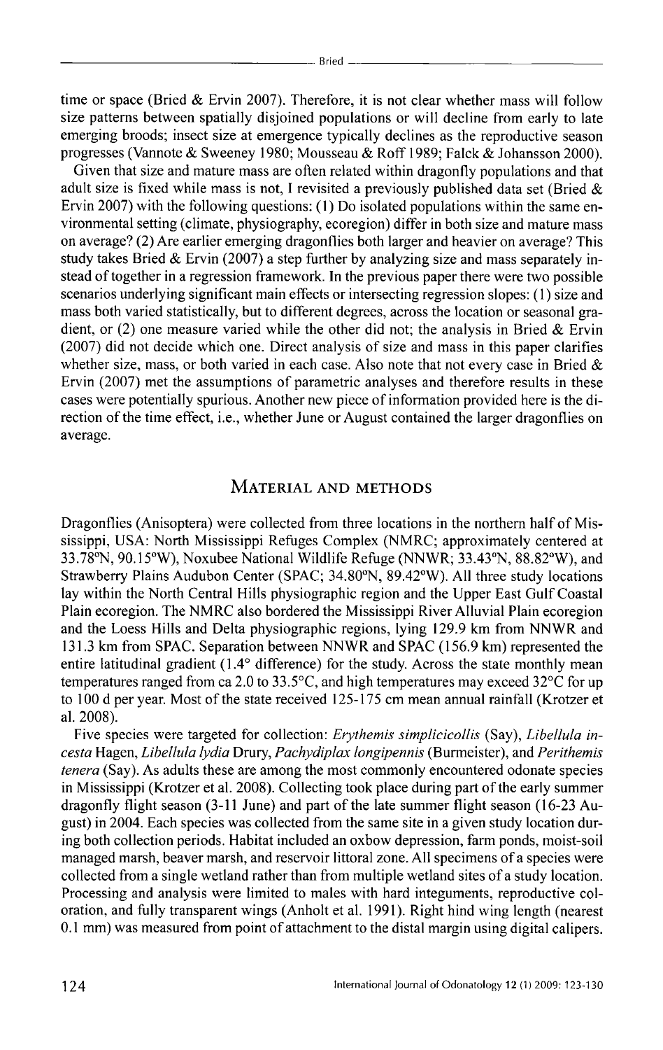time or space (Bried & Ervin 2007). Therefore, it is not clear whether mass will follow size patterns between spatially disjoined populations or will decline from early to late emerging broods; insect size at emergence typically declines as the reproductive season progresses (Vannote & Sweeney 1980; Mousseau & Roff 1989; Falck & Johansson 2000).

Given that size and mature mass are often related within dragonfly populations and that adult size is fixed while mass is not, I revisited a previously published data set (Bried & Ervin 2007) with the following questions: (1) Do isolated populations within the same environmental setting (climate, physiography, ecoregion) differ in both size and mature mass on average? (2) Are earlier emerging dragonflies both larger and heavier on average? This study takes Bried & Ervin (2007) a step further by analyzing size and mass separately instead of together in a regression framework. In the previous paper there were two possible scenarios underlying significant main effects or intersecting regression slopes: (1) size and mass both varied statistically, but to different degrees, across the location or seasonal gradient, or (2) one measure varied while the other did not; the analysis in Bried & Ervin (2007) did not decide which one. Direct analysis of size and mass in this paper clarifies whether size, mass, or both varied in each case. Also note that not every case in Bried & Ervin (2007) met the assumptions of parametric analyses and therefore results in these cases were potentially spurious. Another new piece of information provided here is the direction of the time effect, i.e., whether June or August contained the larger dragonflies on average.

## Material and methods

Dragonflies (Anisoptera) were collected from three locations in the northern half of Mississippi, USA: North Mississippi Refuges Complex (NMRC; approximately centered at 33.78°N, 90.15°W), Noxubee National Wildlife Refuge (NNWR; 33.43°N, 88.82°W), and Strawberry Plains Audubon Center (SPAC; 34.80°N, 89.42°W). All three study locations lay within the North Central Hills physiographic region and the Upper East Gulf Coastal Plain ecoregion. The NMRC also bordered the Mississippi River Alluvial Plain ecoregion and the Loess Hills and Delta physiographic regions, lying 129.9 km from NNWR and 131.3 km from SPAC. Separation between NNWR and SPAC (156.9 km) represented the entire latitudinal gradient (1.4° difference) for the study. Across the state monthly mean temperatures ranged from ca 2.0 to 33.5°C, and high temperatures may exceed 32°C for up to 100 d per year. Most of the state received 125-175 cm mean annual rainfall (Krotzer et al. 2008).

Five species were targeted for collection: *Erythemis simplicicollis* (Say), *Libellula incesta* Hagen, *Libellula lydia* Drury, *Pachydiplax longipennis* (Burmeister), and *Perithemis tenera* (Say). As adults these are among the most commonly encountered odonate species in Mississippi (Krotzer et al. 2008). Collecting took place during part of the early summer dragonfly flight season (3-11 June) and part of the late summer flight season (16-23 August) in 2004. Each species was collected from the same site in a given study location during both collection periods. Habitat included an oxbow depression, farm ponds, moist-soil managed marsh, beaver marsh, and reservoir littoral zone. All specimens of a species were collected from a single wetland rather than from multiple wetland sites of a study location. Processing and analysis were limited to males with hard integuments, reproductive coloration, and fully transparent wings (Anholt et al. 1991). Right hind wing length (nearest 0.1 mm) was measured from point of attachment to the distal margin using digital calipers.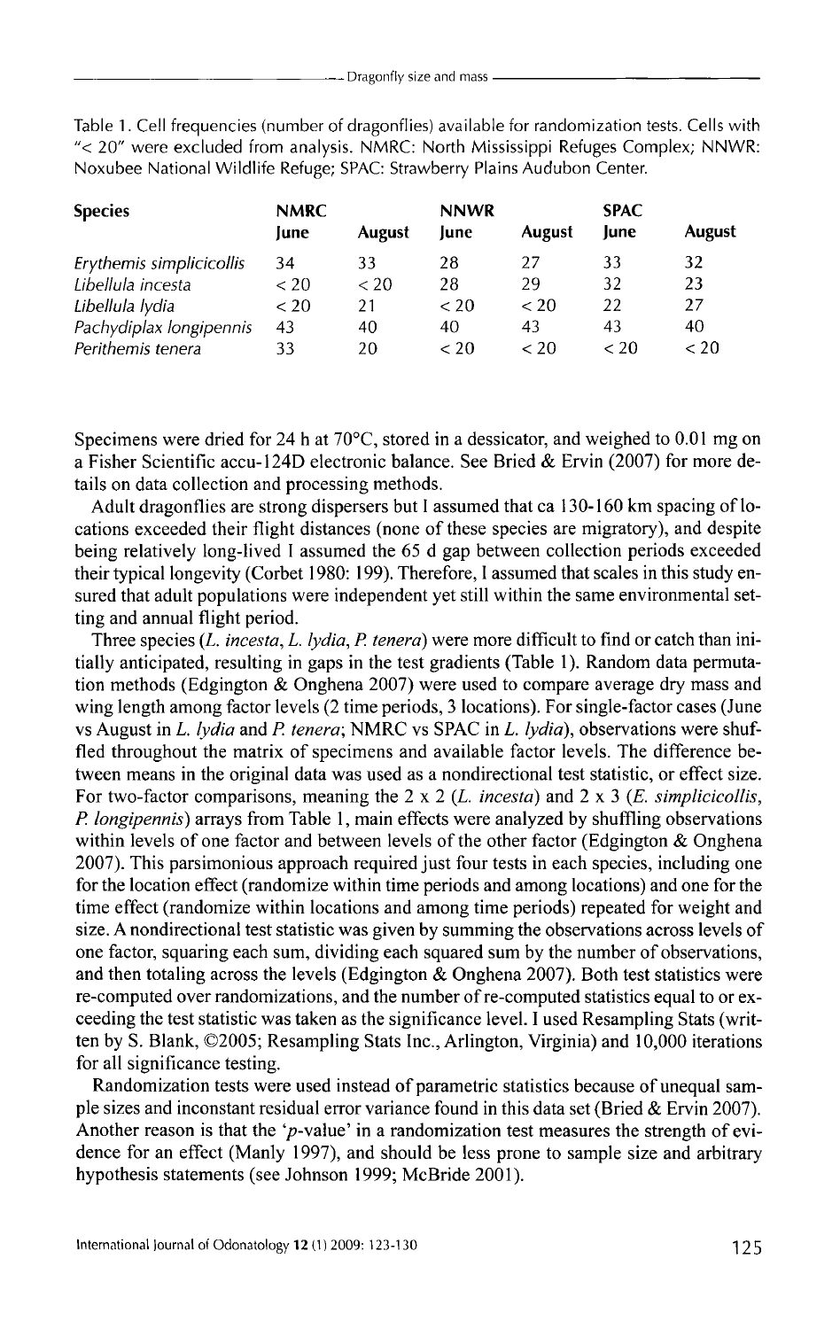Table 1. Cell frequencies (number of dragonflies) available for randomization tests. Cells with "< 20" were excluded from analysis. NMRC: North Mississippi Refuges Complex; NNWR: Noxubee National Wildlife Refuge; SPAC: Strawberry Plains Audubon Center.

| Species | NMRC | | NNWR | | SPAC | |
|---|---|---|---|---|---|---|
| | June | August | June | August | June | August |
| *Erythemis simplicicollis* | 34 | 33 | 28 | 27 | 33 | 32 |
| *Libellula incesta* | < 20 | < 20 | 28 | 29 | 32 | 23 |
| *Libellula lydia* | < 20 | 21 | < 20 | < 20 | 22 | 27 |
| *Pachydiplax longipennis* | 43 | 40 | 40 | 43 | 43 | 40 |
| *Perithemis tenera* | 33 | 20 | < 20 | < 20 | < 20 | < 20 |

Specimens were dried for 24 h at 70°C, stored in a dessicator, and weighed to 0.01 mg on a Fisher Scientific accu-124D electronic balance. See Bried & Ervin (2007) for more details on data collection and processing methods.

Adult dragonflies are strong dispersers but I assumed that ca 130-160 km spacing of locations exceeded their flight distances (none of these species are migratory), and despite being relatively long-lived I assumed the 65 d gap between collection periods exceeded their typical longevity (Corbet 1980: 199). Therefore, I assumed that scales in this study ensured that adult populations were independent yet still within the same environmental setting and annual flight period.

Three species (*L. incesta*, *L. lydia*, *P. tenera*) were more difficult to find or catch than initially anticipated, resulting in gaps in the test gradients (Table 1). Random data permutation methods (Edgington & Onghena 2007) were used to compare average dry mass and wing length among factor levels (2 time periods, 3 locations). For single-factor cases (June vs August in *L. lydia* and *P. tenera*; NMRC vs SPAC in *L. lydia*), observations were shuffled throughout the matrix of specimens and available factor levels. The difference between means in the original data was used as a nondirectional test statistic, or effect size. For two-factor comparisons, meaning the 2 x 2 (*L. incesta*) and 2 x 3 (*E. simplicicollis*, *P. longipennis*) arrays from Table 1, main effects were analyzed by shuffling observations within levels of one factor and between levels of the other factor (Edgington & Onghena 2007). This parsimonious approach required just four tests in each species, including one for the location effect (randomize within time periods and among locations) and one for the time effect (randomize within locations and among time periods) repeated for weight and size. A nondirectional test statistic was given by summing the observations across levels of one factor, squaring each sum, dividing each squared sum by the number of observations, and then totaling across the levels (Edgington & Onghena 2007). Both test statistics were re-computed over randomizations, and the number of re-computed statistics equal to or exceeding the test statistic was taken as the significance level. I used Resampling Stats (written by S. Blank, ©2005; Resampling Stats Inc., Arlington, Virginia) and 10,000 iterations for all significance testing.

Randomization tests were used instead of parametric statistics because of unequal sample sizes and inconstant residual error variance found in this data set (Bried & Ervin 2007). Another reason is that the '*p*-value' in a randomization test measures the strength of evidence for an effect (Manly 1997), and should be less prone to sample size and arbitrary hypothesis statements (see Johnson 1999; McBride 2001).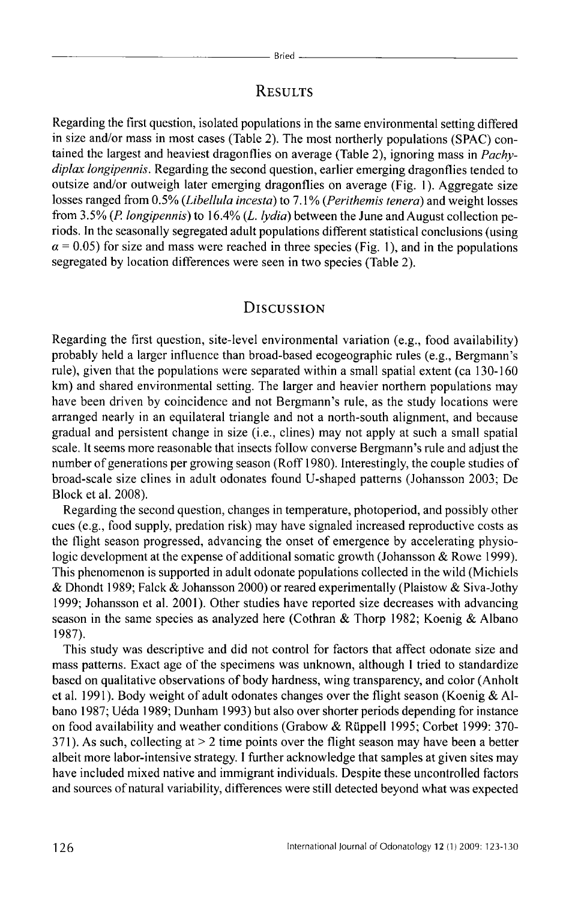## Results

Regarding the first question, isolated populations in the same environmental setting differed in size and/or mass in most cases (Table 2). The most northerly populations (SPAC) contained the largest and heaviest dragonflies on average (Table 2), ignoring mass in *Pachydiplax longipennis*. Regarding the second question, earlier emerging dragonflies tended to outsize and/or outweigh later emerging dragonflies on average (Fig. 1). Aggregate size losses ranged from 0.5% (*Libellula incesta*) to 7.1% (*Perithemis tenera*) and weight losses from 3.5% (*P. longipennis*) to 16.4% (*L. lydia*) between the June and August collection periods. In the seasonally segregated adult populations different statistical conclusions (using $\alpha = 0.05$) for size and mass were reached in three species (Fig. 1), and in the populations segregated by location differences were seen in two species (Table 2).

## Discussion

Regarding the first question, site-level environmental variation (e.g., food availability) probably held a larger influence than broad-based ecogeographic rules (e.g., Bergmann's rule), given that the populations were separated within a small spatial extent (ca 130-160 km) and shared environmental setting. The larger and heavier northern populations may have been driven by coincidence and not Bergmann's rule, as the study locations were arranged nearly in an equilateral triangle and not a north-south alignment, and because gradual and persistent change in size (i.e., clines) may not apply at such a small spatial scale. It seems more reasonable that insects follow converse Bergmann's rule and adjust the number of generations per growing season (Roff 1980). Interestingly, the couple studies of broad-scale size clines in adult odonates found U-shaped patterns (Johansson 2003; De Block et al. 2008).

Regarding the second question, changes in temperature, photoperiod, and possibly other cues (e.g., food supply, predation risk) may have signaled increased reproductive costs as the flight season progressed, advancing the onset of emergence by accelerating physiologic development at the expense of additional somatic growth (Johansson & Rowe 1999). This phenomenon is supported in adult odonate populations collected in the wild (Michiels & Dhondt 1989; Falck & Johansson 2000) or reared experimentally (Plaistow & Siva-Jothy 1999; Johansson et al. 2001). Other studies have reported size decreases with advancing season in the same species as analyzed here (Cothran & Thorp 1982; Koenig & Albano 1987).

This study was descriptive and did not control for factors that affect odonate size and mass patterns. Exact age of the specimens was unknown, although I tried to standardize based on qualitative observations of body hardness, wing transparency, and color (Anholt et al. 1991). Body weight of adult odonates changes over the flight season (Koenig & Albano 1987; Uéda 1989; Dunham 1993) but also over shorter periods depending for instance on food availability and weather conditions (Grabow & Rüppell 1995; Corbet 1999: 370-371). As such, collecting at > 2 time points over the flight season may have been a better albeit more labor-intensive strategy. I further acknowledge that samples at given sites may have included mixed native and immigrant individuals. Despite these uncontrolled factors and sources of natural variability, differences were still detected beyond what was expected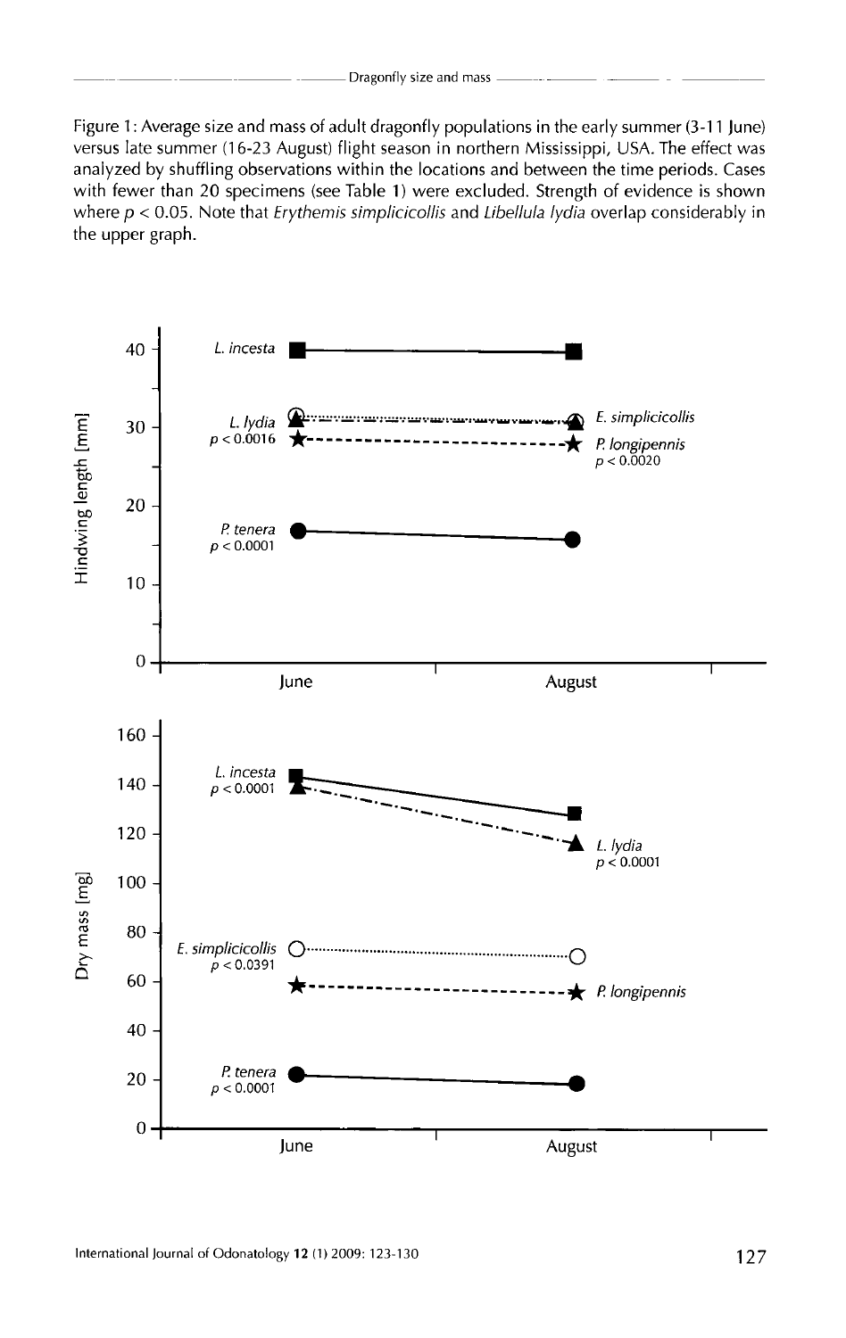Figure 1: Average size and mass of adult dragonfly populations in the early summer (3-11 June) versus late summer (16-23 August) flight season in northern Mississippi, USA. The effect was analyzed by shuffling observations within the locations and between the time periods. Cases with fewer than 20 specimens (see Table 1) were excluded. Strength of evidence is shown where $p < 0.05$. Note that *Erythemis simplicicollis* and *Libellula lydia* overlap considerably in the upper graph.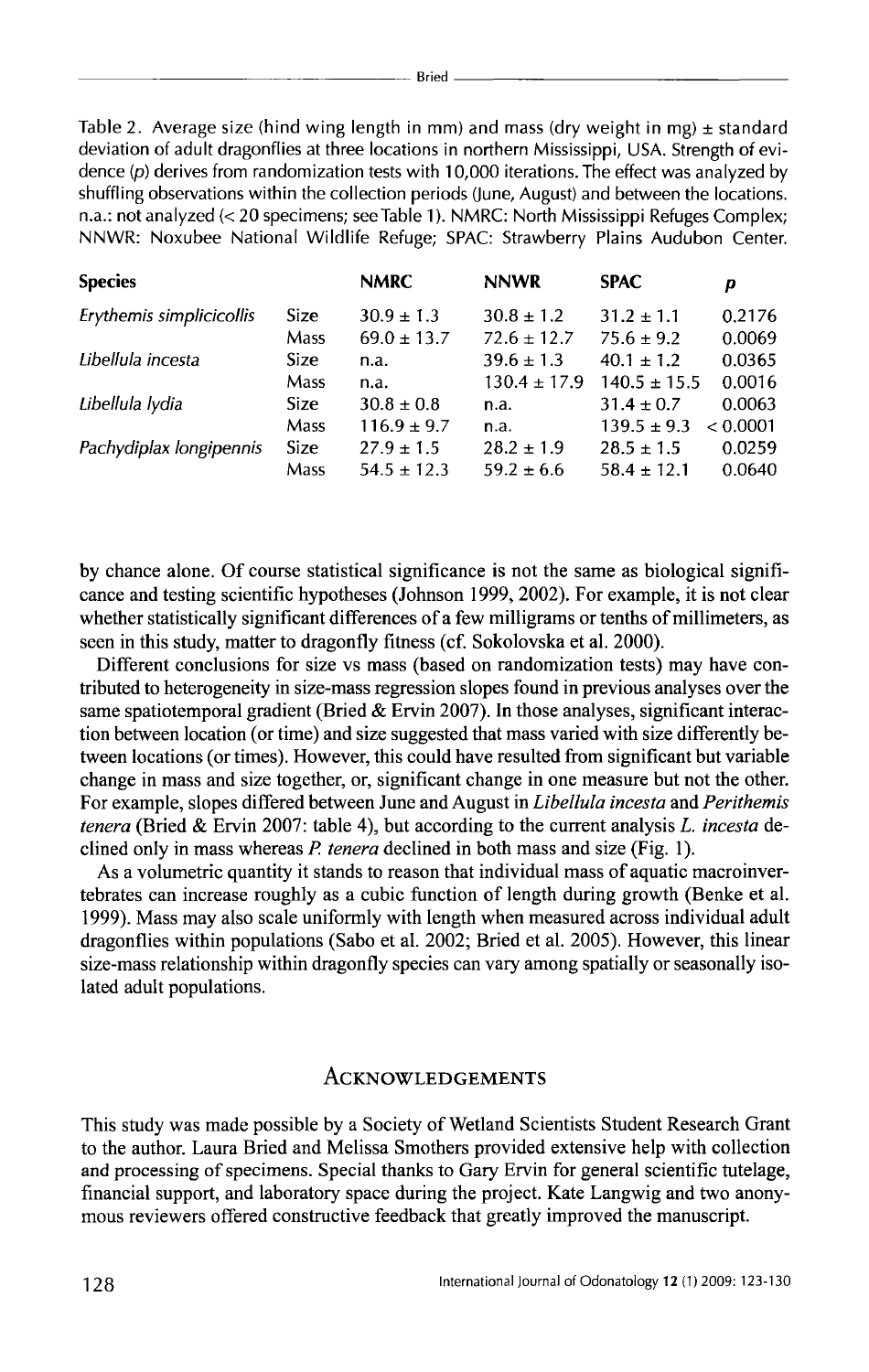Table 2. Average size (hind wing length in mm) and mass (dry weight in mg) ± standard deviation of adult dragonflies at three locations in northern Mississippi, USA. Strength of evidence ($p$) derives from randomization tests with 10,000 iterations. The effect was analyzed by shuffling observations within the collection periods (June, August) and between the locations. n.a.: not analyzed (< 20 specimens; see Table 1). NMRC: North Mississippi Refuges Complex; NNWR: Noxubee National Wildlife Refuge; SPAC: Strawberry Plains Audubon Center.

| Species | | NMRC | NNWR | SPAC | $p$ |
|---|---|---|---|---|---|
| *Erythemis simplicicollis* | Size | 30.9 ± 1.3 | 30.8 ± 1.2 | 31.2 ± 1.1 | 0.2176 |
| | Mass | 69.0 ± 13.7 | 72.6 ± 12.7 | 75.6 ± 9.2 | 0.0069 |
| *Libellula incesta* | Size | n.a. | 39.6 ± 1.3 | 40.1 ± 1.2 | 0.0365 |
| | Mass | n.a. | 130.4 ± 17.9 | 140.5 ± 15.5 | 0.0016 |
| *Libellula lydia* | Size | 30.8 ± 0.8 | n.a. | 31.4 ± 0.7 | 0.0063 |
| | Mass | 116.9 ± 9.7 | n.a. | 139.5 ± 9.3 | < 0.0001 |
| *Pachydiplax longipennis* | Size | 27.9 ± 1.5 | 28.2 ± 1.9 | 28.5 ± 1.5 | 0.0259 |
| | Mass | 54.5 ± 12.3 | 59.2 ± 6.6 | 58.4 ± 12.1 | 0.0640 |

by chance alone. Of course statistical significance is not the same as biological significance and testing scientific hypotheses (Johnson 1999, 2002). For example, it is not clear whether statistically significant differences of a few milligrams or tenths of millimeters, as seen in this study, matter to dragonfly fitness (cf. Sokolovska et al. 2000).

Different conclusions for size vs mass (based on randomization tests) may have contributed to heterogeneity in size-mass regression slopes found in previous analyses over the same spatiotemporal gradient (Bried & Ervin 2007). In those analyses, significant interaction between location (or time) and size suggested that mass varied with size differently between locations (or times). However, this could have resulted from significant but variable change in mass and size together, or, significant change in one measure but not the other. For example, slopes differed between June and August in *Libellula incesta* and *Perithemis tenera* (Bried & Ervin 2007: table 4), but according to the current analysis *L. incesta* declined only in mass whereas *P. tenera* declined in both mass and size (Fig. 1).

As a volumetric quantity it stands to reason that individual mass of aquatic macroinvertebrates can increase roughly as a cubic function of length during growth (Benke et al. 1999). Mass may also scale uniformly with length when measured across individual adult dragonflies within populations (Sabo et al. 2002; Bried et al. 2005). However, this linear size-mass relationship within dragonfly species can vary among spatially or seasonally isolated adult populations.

## Acknowledgements

This study was made possible by a Society of Wetland Scientists Student Research Grant to the author. Laura Bried and Melissa Smothers provided extensive help with collection and processing of specimens. Special thanks to Gary Ervin for general scientific tutelage, financial support, and laboratory space during the project. Kate Langwig and two anonymous reviewers offered constructive feedback that greatly improved the manuscript.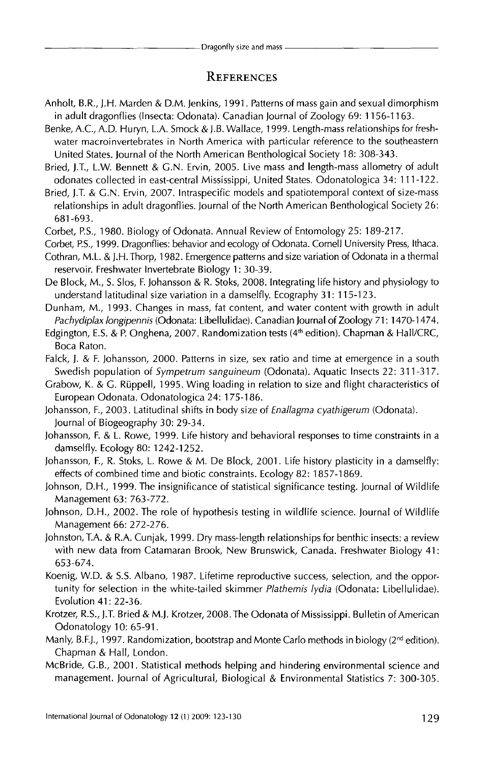## References

Anholt, B.R., J.H. Marden & D.M. Jenkins, 1991. Patterns of mass gain and sexual dimorphism in adult dragonflies (Insecta: Odonata). Canadian Journal of Zoology 69: 1156-1163.

Benke, A.C., A.D. Huryn, L.A. Smock & J.B. Wallace, 1999. Length-mass relationships for freshwater macroinvertebrates in North America with particular reference to the southeastern United States. Journal of the North American Benthological Society 18: 308-343.

Bried, J.T., L.W. Bennett & G.N. Ervin, 2005. Live mass and length-mass allometry of adult odonates collected in east-central Mississippi, United States. Odonatologica 34: 111-122.

Bried, J.T. & G.N. Ervin, 2007. Intraspecific models and spatiotemporal context of size-mass relationships in adult dragonflies. Journal of the North American Benthological Society 26: 681-693.

Corbet, P.S., 1980. Biology of Odonata. Annual Review of Entomology 25: 189-217.

Corbet, P.S., 1999. Dragonflies: behavior and ecology of Odonata. Cornell University Press, Ithaca.

Cothran, M.L. & J.H. Thorp, 1982. Emergence patterns and size variation of Odonata in a thermal reservoir. Freshwater Invertebrate Biology 1: 30-39.

De Block, M., S. Slos, F. Johansson & R. Stoks, 2008. Integrating life history and physiology to understand latitudinal size variation in a damselfly. Ecography 31: 115-123.

Dunham, M., 1993. Changes in mass, fat content, and water content with growth in adult *Pachydiplax longipennis* (Odonata: Libellulidae). Canadian Journal of Zoology 71: 1470-1474.

Edgington, E.S. & P. Onghena, 2007. Randomization tests (4th edition). Chapman & Hall/CRC, Boca Raton.

Falck, J. & F. Johansson, 2000. Patterns in size, sex ratio and time at emergence in a south Swedish population of *Sympetrum sanguineum* (Odonata). Aquatic Insects 22: 311-317.

Grabow, K. & G. Rüppell, 1995. Wing loading in relation to size and flight characteristics of European Odonata. Odonatologica 24: 175-186.

Johansson, F., 2003. Latitudinal shifts in body size of *Enallagma cyathigerum* (Odonata). Journal of Biogeography 30: 29-34.

Johansson, F. & L. Rowe, 1999. Life history and behavioral responses to time constraints in a damselfly. Ecology 80: 1242-1252.

Johansson, F., R. Stoks, L. Rowe & M. De Block, 2001. Life history plasticity in a damselfly: effects of combined time and biotic constraints. Ecology 82: 1857-1869.

Johnson, D.H., 1999. The insignificance of statistical significance testing. Journal of Wildlife Management 63: 763-772.

Johnson, D.H., 2002. The role of hypothesis testing in wildlife science. Journal of Wildlife Management 66: 272-276.

Johnston, T.A. & R.A. Cunjak, 1999. Dry mass-length relationships for benthic insects: a review with new data from Catamaran Brook, New Brunswick, Canada. Freshwater Biology 41: 653-674.

Koenig, W.D. & S.S. Albano, 1987. Lifetime reproductive success, selection, and the opportunity for selection in the white-tailed skimmer *Plathemis lydia* (Odonata: Libellulidae). Evolution 41: 22-36.

Krotzer, R.S., J.T. Bried & M.J. Krotzer, 2008. The Odonata of Mississippi. Bulletin of American Odonatology 10: 65-91.

Manly, B.F.J., 1997. Randomization, bootstrap and Monte Carlo methods in biology (2nd edition). Chapman & Hall, London.

McBride, G.B., 2001. Statistical methods helping and hindering environmental science and management. Journal of Agricultural, Biological & Environmental Statistics 7: 300-305.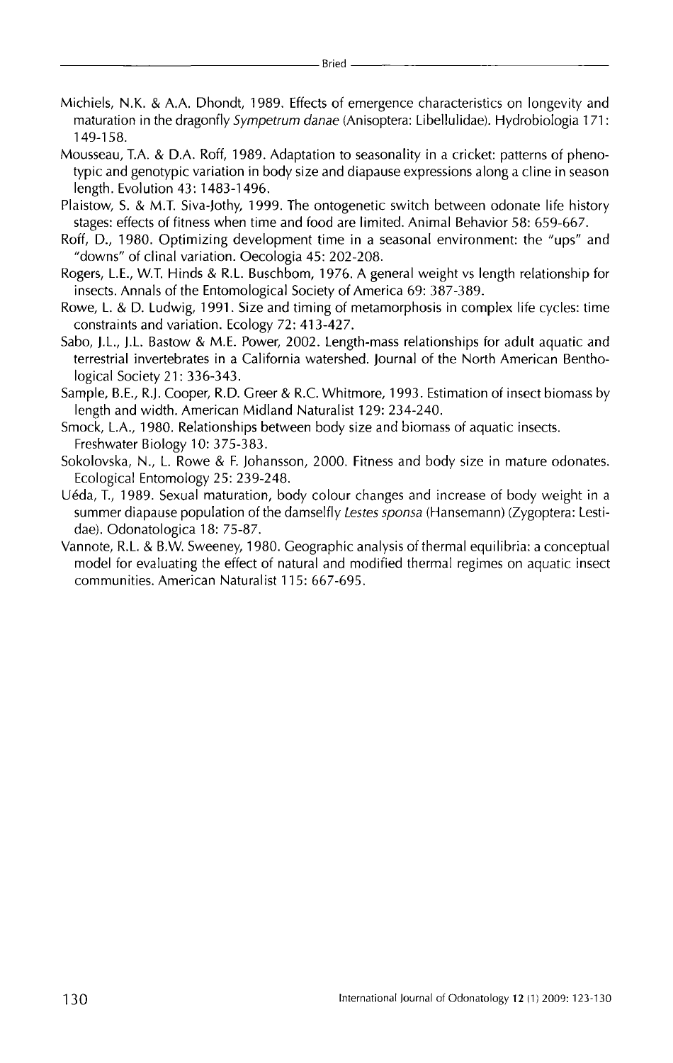Michiels, N.K. & A.A. Dhondt, 1989. Effects of emergence characteristics on longevity and maturation in the dragonfly *Sympetrum danae* (Anisoptera: Libellulidae). Hydrobiologia 171: 149-158.

Mousseau, T.A. & D.A. Roff, 1989. Adaptation to seasonality in a cricket: patterns of phenotypic and genotypic variation in body size and diapause expressions along a cline in season length. Evolution 43: 1483-1496.

Plaistow, S. & M.T. Siva-Jothy, 1999. The ontogenetic switch between odonate life history stages: effects of fitness when time and food are limited. Animal Behavior 58: 659-667.

Roff, D., 1980. Optimizing development time in a seasonal environment: the "ups" and "downs" of clinal variation. Oecologia 45: 202-208.

Rogers, L.E., W.T. Hinds & R.L. Buschbom, 1976. A general weight vs length relationship for insects. Annals of the Entomological Society of America 69: 387-389.

Rowe, L. & D. Ludwig, 1991. Size and timing of metamorphosis in complex life cycles: time constraints and variation. Ecology 72: 413-427.

Sabo, J.L., J.L. Bastow & M.E. Power, 2002. Length-mass relationships for adult aquatic and terrestrial invertebrates in a California watershed. Journal of the North American Benthological Society 21: 336-343.

Sample, B.E., R.J. Cooper, R.D. Greer & R.C. Whitmore, 1993. Estimation of insect biomass by length and width. American Midland Naturalist 129: 234-240.

Smock, L.A., 1980. Relationships between body size and biomass of aquatic insects. Freshwater Biology 10: 375-383.

Sokolovska, N., L. Rowe & F. Johansson, 2000. Fitness and body size in mature odonates. Ecological Entomology 25: 239-248.

Uéda, T., 1989. Sexual maturation, body colour changes and increase of body weight in a summer diapause population of the damselfly *Lestes sponsa* (Hansemann) (Zygoptera: Lestidae). Odonatologica 18: 75-87.

Vannote, R.L. & B.W. Sweeney, 1980. Geographic analysis of thermal equilibria: a conceptual model for evaluating the effect of natural and modified thermal regimes on aquatic insect communities. American Naturalist 115: 667-695.